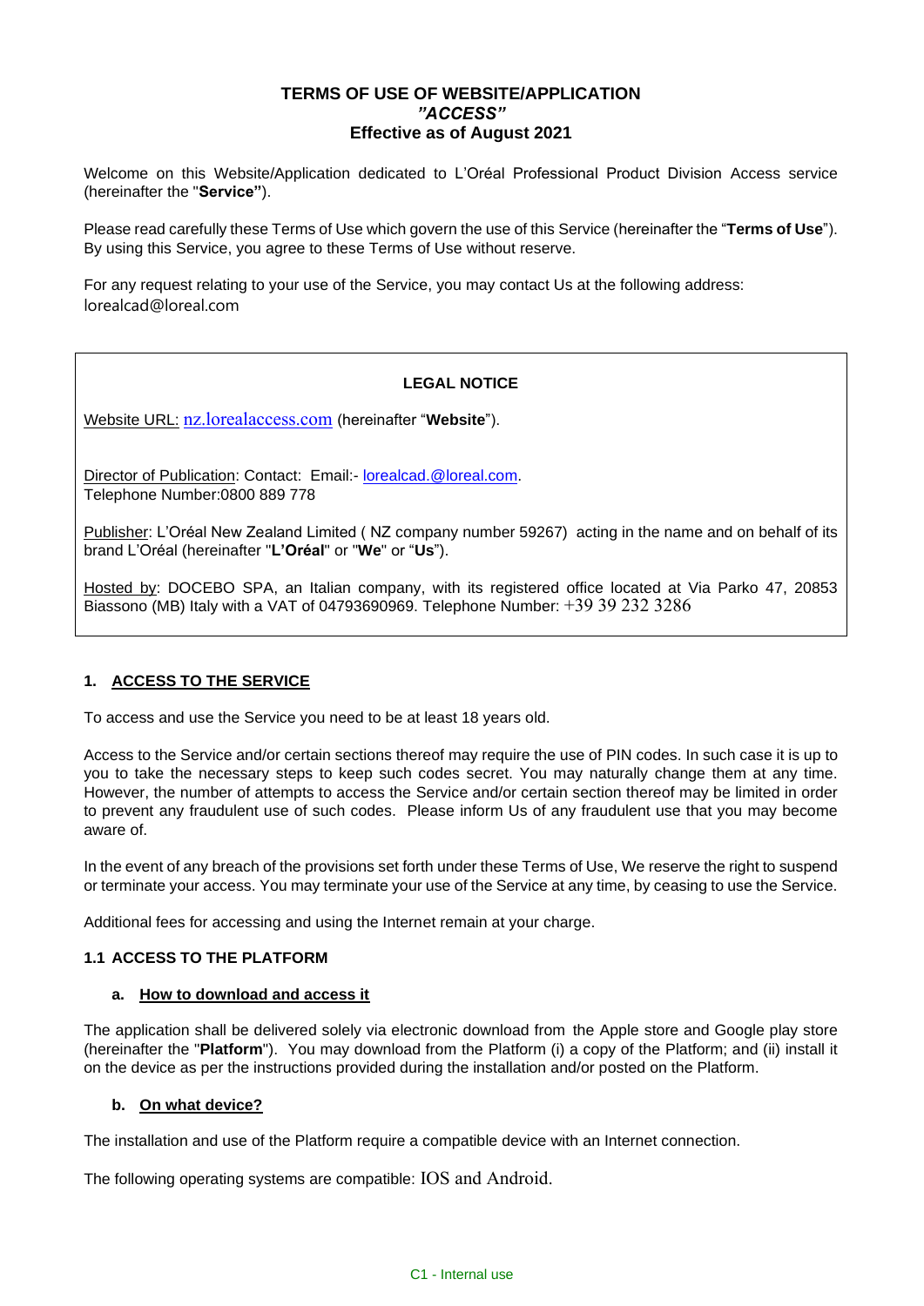# TERMS OF USE OF WEBSITE/APPLICATION
## *"ACCESS"*
## Effective as of August 2021

Welcome on this Website/Application dedicated to L'Oréal Professional Product Division Access service (hereinafter the "**Service"**).

Please read carefully these Terms of Use which govern the use of this Service (hereinafter the "**Terms of Use**"). By using this Service, you agree to these Terms of Use without reserve.

For any request relating to your use of the Service, you may contact Us at the following address: lorealcad@loreal.com

---

**LEGAL NOTICE**

Website URL: nz.lorealaccess.com (hereinafter "**Website**").

Director of Publication: Contact: Email:- lorealcad.@loreal.com.
Telephone Number:0800 889 778

Publisher: L'Oréal New Zealand Limited ( NZ company number 59267) acting in the name and on behalf of its brand L'Oréal (hereinafter "**L'Oréal**" or "**We**" or "**Us**").

Hosted by: DOCEBO SPA, an Italian company, with its registered office located at Via Parko 47, 20853 Biassono (MB) Italy with a VAT of 04793690969. Telephone Number: +39 39 232 3286

---

## 1. ACCESS TO THE SERVICE

To access and use the Service you need to be at least 18 years old.

Access to the Service and/or certain sections thereof may require the use of PIN codes. In such case it is up to you to take the necessary steps to keep such codes secret. You may naturally change them at any time. However, the number of attempts to access the Service and/or certain section thereof may be limited in order to prevent any fraudulent use of such codes. Please inform Us of any fraudulent use that you may become aware of.

In the event of any breach of the provisions set forth under these Terms of Use, We reserve the right to suspend or terminate your access. You may terminate your use of the Service at any time, by ceasing to use the Service.

Additional fees for accessing and using the Internet remain at your charge.

### 1.1 ACCESS TO THE PLATFORM

#### a. How to download and access it

The application shall be delivered solely via electronic download from the Apple store and Google play store (hereinafter the "**Platform**"). You may download from the Platform (i) a copy of the Platform; and (ii) install it on the device as per the instructions provided during the installation and/or posted on the Platform.

#### b. On what device?

The installation and use of the Platform require a compatible device with an Internet connection.

The following operating systems are compatible: IOS and Android.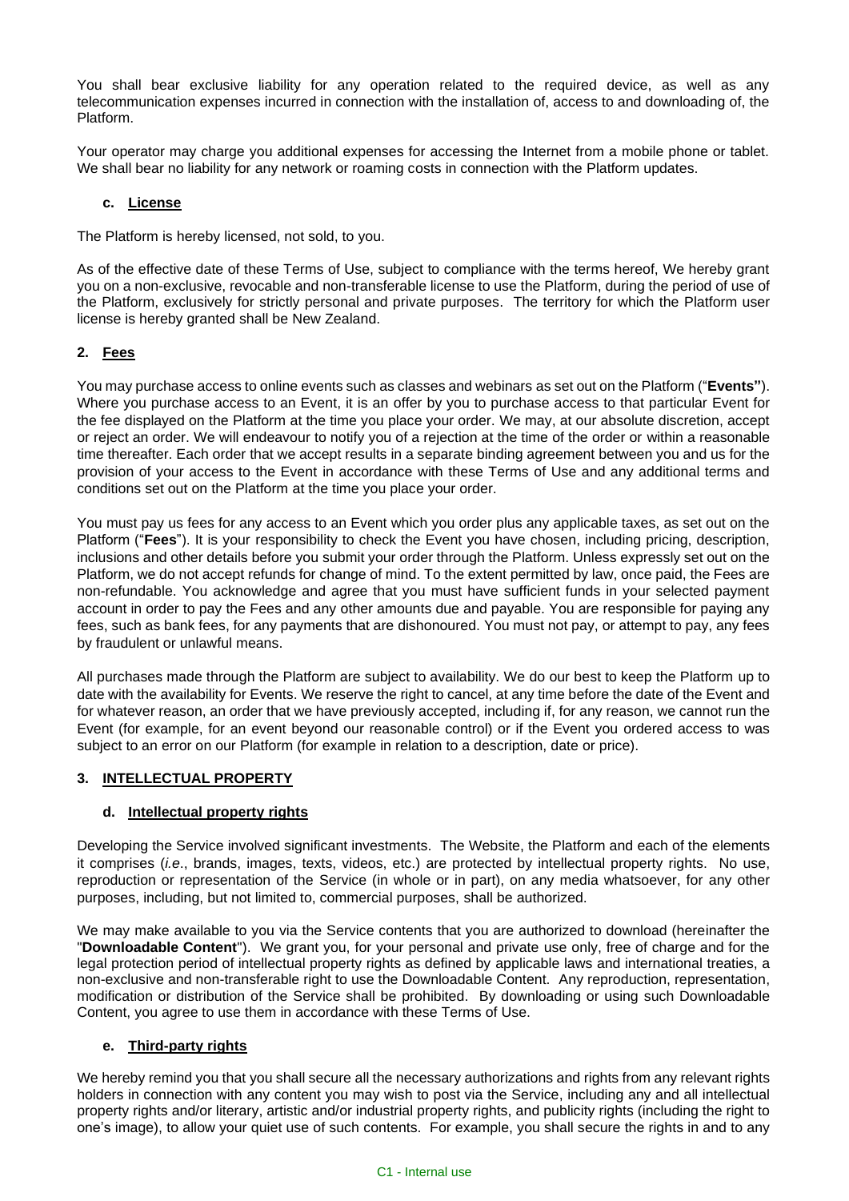You shall bear exclusive liability for any operation related to the required device, as well as any telecommunication expenses incurred in connection with the installation of, access to and downloading of, the Platform.

Your operator may charge you additional expenses for accessing the Internet from a mobile phone or tablet. We shall bear no liability for any network or roaming costs in connection with the Platform updates.

### c. License

The Platform is hereby licensed, not sold, to you.

As of the effective date of these Terms of Use, subject to compliance with the terms hereof, We hereby grant you on a non-exclusive, revocable and non-transferable license to use the Platform, during the period of use of the Platform, exclusively for strictly personal and private purposes. The territory for which the Platform user license is hereby granted shall be New Zealand.

## 2. Fees

You may purchase access to online events such as classes and webinars as set out on the Platform ("**Events"**). Where you purchase access to an Event, it is an offer by you to purchase access to that particular Event for the fee displayed on the Platform at the time you place your order. We may, at our absolute discretion, accept or reject an order. We will endeavour to notify you of a rejection at the time of the order or within a reasonable time thereafter. Each order that we accept results in a separate binding agreement between you and us for the provision of your access to the Event in accordance with these Terms of Use and any additional terms and conditions set out on the Platform at the time you place your order.

You must pay us fees for any access to an Event which you order plus any applicable taxes, as set out on the Platform ("**Fees**"). It is your responsibility to check the Event you have chosen, including pricing, description, inclusions and other details before you submit your order through the Platform. Unless expressly set out on the Platform, we do not accept refunds for change of mind. To the extent permitted by law, once paid, the Fees are non-refundable. You acknowledge and agree that you must have sufficient funds in your selected payment account in order to pay the Fees and any other amounts due and payable. You are responsible for paying any fees, such as bank fees, for any payments that are dishonoured. You must not pay, or attempt to pay, any fees by fraudulent or unlawful means.

All purchases made through the Platform are subject to availability. We do our best to keep the Platform up to date with the availability for Events. We reserve the right to cancel, at any time before the date of the Event and for whatever reason, an order that we have previously accepted, including if, for any reason, we cannot run the Event (for example, for an event beyond our reasonable control) or if the Event you ordered access to was subject to an error on our Platform (for example in relation to a description, date or price).

## 3. INTELLECTUAL PROPERTY

### d. Intellectual property rights

Developing the Service involved significant investments. The Website, the Platform and each of the elements it comprises (*i.e*., brands, images, texts, videos, etc.) are protected by intellectual property rights. No use, reproduction or representation of the Service (in whole or in part), on any media whatsoever, for any other purposes, including, but not limited to, commercial purposes, shall be authorized.

We may make available to you via the Service contents that you are authorized to download (hereinafter the "**Downloadable Content**"). We grant you, for your personal and private use only, free of charge and for the legal protection period of intellectual property rights as defined by applicable laws and international treaties, a non-exclusive and non-transferable right to use the Downloadable Content. Any reproduction, representation, modification or distribution of the Service shall be prohibited. By downloading or using such Downloadable Content, you agree to use them in accordance with these Terms of Use.

### e. Third-party rights

We hereby remind you that you shall secure all the necessary authorizations and rights from any relevant rights holders in connection with any content you may wish to post via the Service, including any and all intellectual property rights and/or literary, artistic and/or industrial property rights, and publicity rights (including the right to one's image), to allow your quiet use of such contents. For example, you shall secure the rights in and to any

C1 - Internal use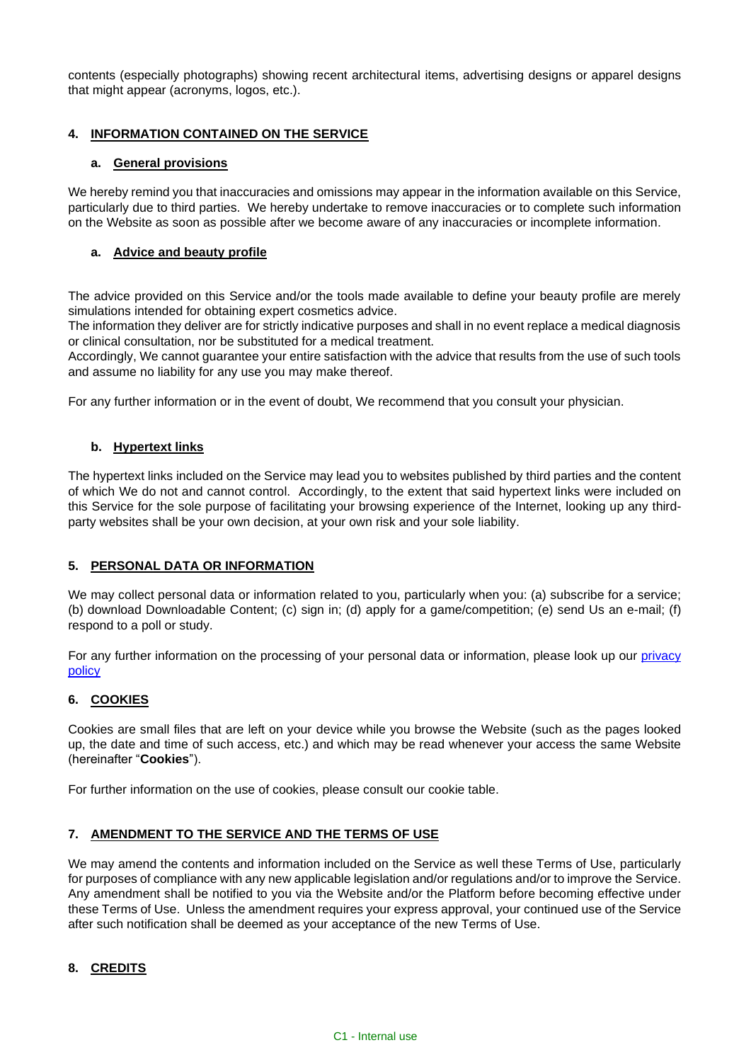contents (especially photographs) showing recent architectural items, advertising designs or apparel designs that might appear (acronyms, logos, etc.).

## 4. INFORMATION CONTAINED ON THE SERVICE

### a. General provisions

We hereby remind you that inaccuracies and omissions may appear in the information available on this Service, particularly due to third parties. We hereby undertake to remove inaccuracies or to complete such information on the Website as soon as possible after we become aware of any inaccuracies or incomplete information.

### a. Advice and beauty profile

The advice provided on this Service and/or the tools made available to define your beauty profile are merely simulations intended for obtaining expert cosmetics advice.
The information they deliver are for strictly indicative purposes and shall in no event replace a medical diagnosis or clinical consultation, nor be substituted for a medical treatment.
Accordingly, We cannot guarantee your entire satisfaction with the advice that results from the use of such tools and assume no liability for any use you may make thereof.

For any further information or in the event of doubt, We recommend that you consult your physician.

### b. Hypertext links

The hypertext links included on the Service may lead you to websites published by third parties and the content of which We do not and cannot control. Accordingly, to the extent that said hypertext links were included on this Service for the sole purpose of facilitating your browsing experience of the Internet, looking up any third-party websites shall be your own decision, at your own risk and your sole liability.

## 5. PERSONAL DATA OR INFORMATION

We may collect personal data or information related to you, particularly when you: (a) subscribe for a service; (b) download Downloadable Content; (c) sign in; (d) apply for a game/competition; (e) send Us an e-mail; (f) respond to a poll or study.

For any further information on the processing of your personal data or information, please look up our privacy policy

## 6. COOKIES

Cookies are small files that are left on your device while you browse the Website (such as the pages looked up, the date and time of such access, etc.) and which may be read whenever your access the same Website (hereinafter "**Cookies**").

For further information on the use of cookies, please consult our cookie table.

## 7. AMENDMENT TO THE SERVICE AND THE TERMS OF USE

We may amend the contents and information included on the Service as well these Terms of Use, particularly for purposes of compliance with any new applicable legislation and/or regulations and/or to improve the Service. Any amendment shall be notified to you via the Website and/or the Platform before becoming effective under these Terms of Use. Unless the amendment requires your express approval, your continued use of the Service after such notification shall be deemed as your acceptance of the new Terms of Use.

## 8. CREDITS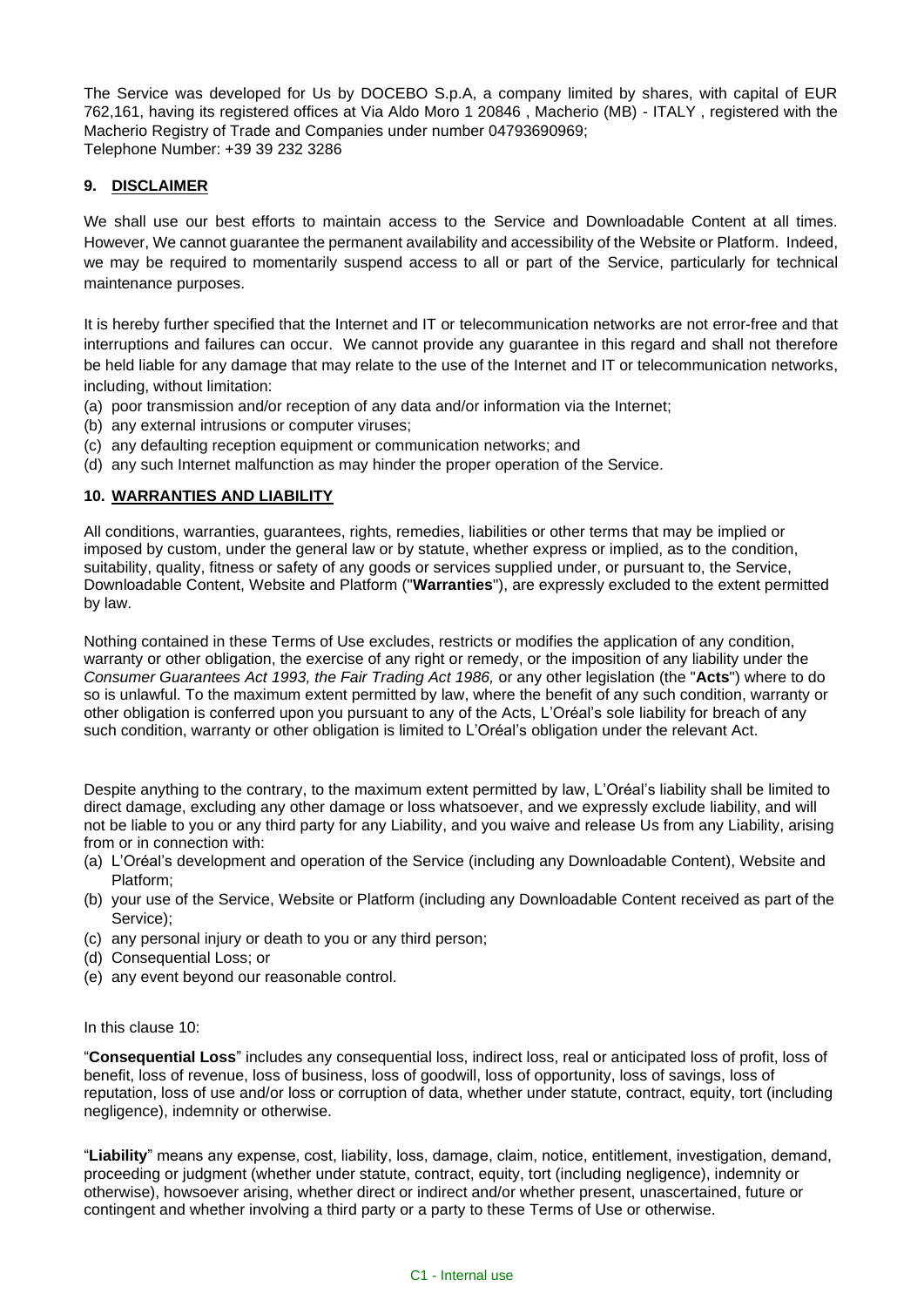The Service was developed for Us by DOCEBO S.p.A, a company limited by shares, with capital of EUR 762,161, having its registered offices at Via Aldo Moro 1 20846 , Macherio (MB) - ITALY , registered with the Macherio Registry of Trade and Companies under number 04793690969;
Telephone Number: +39 39 232 3286

## 9. DISCLAIMER

We shall use our best efforts to maintain access to the Service and Downloadable Content at all times. However, We cannot guarantee the permanent availability and accessibility of the Website or Platform. Indeed, we may be required to momentarily suspend access to all or part of the Service, particularly for technical maintenance purposes.

It is hereby further specified that the Internet and IT or telecommunication networks are not error-free and that interruptions and failures can occur. We cannot provide any guarantee in this regard and shall not therefore be held liable for any damage that may relate to the use of the Internet and IT or telecommunication networks, including, without limitation:

(a) poor transmission and/or reception of any data and/or information via the Internet;
(b) any external intrusions or computer viruses;
(c) any defaulting reception equipment or communication networks; and
(d) any such Internet malfunction as may hinder the proper operation of the Service.

## 10. WARRANTIES AND LIABILITY

All conditions, warranties, guarantees, rights, remedies, liabilities or other terms that may be implied or imposed by custom, under the general law or by statute, whether express or implied, as to the condition, suitability, quality, fitness or safety of any goods or services supplied under, or pursuant to, the Service, Downloadable Content, Website and Platform ("**Warranties**"), are expressly excluded to the extent permitted by law.

Nothing contained in these Terms of Use excludes, restricts or modifies the application of any condition, warranty or other obligation, the exercise of any right or remedy, or the imposition of any liability under the *Consumer Guarantees Act 1993, the Fair Trading Act 1986,* or any other legislation (the "**Acts**") where to do so is unlawful. To the maximum extent permitted by law, where the benefit of any such condition, warranty or other obligation is conferred upon you pursuant to any of the Acts, L'Oréal's sole liability for breach of any such condition, warranty or other obligation is limited to L'Oréal's obligation under the relevant Act.

Despite anything to the contrary, to the maximum extent permitted by law, L'Oréal's liability shall be limited to direct damage, excluding any other damage or loss whatsoever, and we expressly exclude liability, and will not be liable to you or any third party for any Liability, and you waive and release Us from any Liability, arising from or in connection with:

(a) L'Oréal's development and operation of the Service (including any Downloadable Content), Website and Platform;
(b) your use of the Service, Website or Platform (including any Downloadable Content received as part of the Service);
(c) any personal injury or death to you or any third person;
(d) Consequential Loss; or
(e) any event beyond our reasonable control.

In this clause 10:

"**Consequential Loss**" includes any consequential loss, indirect loss, real or anticipated loss of profit, loss of benefit, loss of revenue, loss of business, loss of goodwill, loss of opportunity, loss of savings, loss of reputation, loss of use and/or loss or corruption of data, whether under statute, contract, equity, tort (including negligence), indemnity or otherwise.

"**Liability**" means any expense, cost, liability, loss, damage, claim, notice, entitlement, investigation, demand, proceeding or judgment (whether under statute, contract, equity, tort (including negligence), indemnity or otherwise), howsoever arising, whether direct or indirect and/or whether present, unascertained, future or contingent and whether involving a third party or a party to these Terms of Use or otherwise.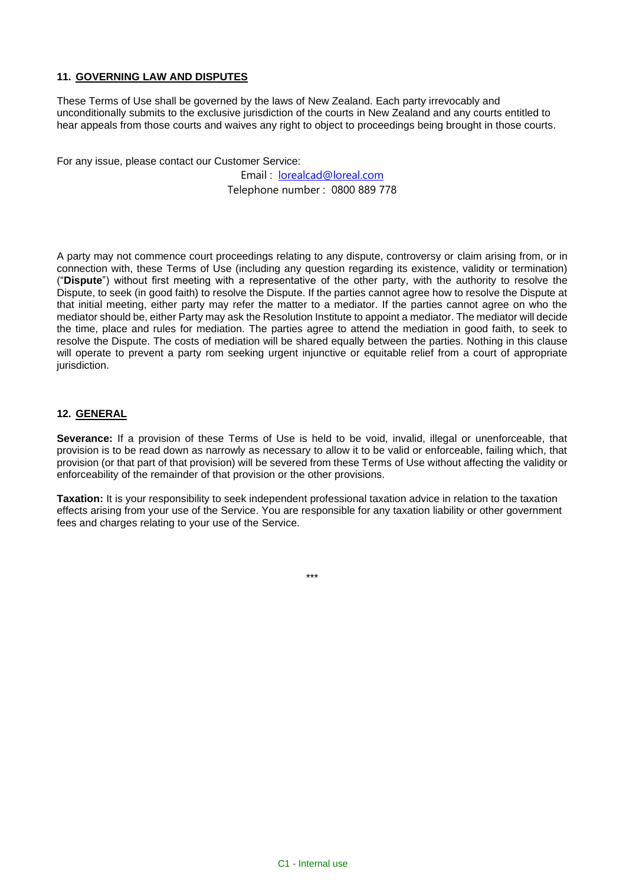## 11. GOVERNING LAW AND DISPUTES

These Terms of Use shall be governed by the laws of New Zealand. Each party irrevocably and unconditionally submits to the exclusive jurisdiction of the courts in New Zealand and any courts entitled to hear appeals from those courts and waives any right to object to proceedings being brought in those courts.

For any issue, please contact our Customer Service:

Email : lorealcad@loreal.com
Telephone number : 0800 889 778

A party may not commence court proceedings relating to any dispute, controversy or claim arising from, or in connection with, these Terms of Use (including any question regarding its existence, validity or termination) ("**Dispute**") without first meeting with a representative of the other party, with the authority to resolve the Dispute, to seek (in good faith) to resolve the Dispute. If the parties cannot agree how to resolve the Dispute at that initial meeting, either party may refer the matter to a mediator. If the parties cannot agree on who the mediator should be, either Party may ask the Resolution Institute to appoint a mediator. The mediator will decide the time, place and rules for mediation. The parties agree to attend the mediation in good faith, to seek to resolve the Dispute. The costs of mediation will be shared equally between the parties. Nothing in this clause will operate to prevent a party rom seeking urgent injunctive or equitable relief from a court of appropriate jurisdiction.

## 12. GENERAL

**Severance:** If a provision of these Terms of Use is held to be void, invalid, illegal or unenforceable, that provision is to be read down as narrowly as necessary to allow it to be valid or enforceable, failing which, that provision (or that part of that provision) will be severed from these Terms of Use without affecting the validity or enforceability of the remainder of that provision or the other provisions.

**Taxation:** It is your responsibility to seek independent professional taxation advice in relation to the taxation effects arising from your use of the Service. You are responsible for any taxation liability or other government fees and charges relating to your use of the Service.

***